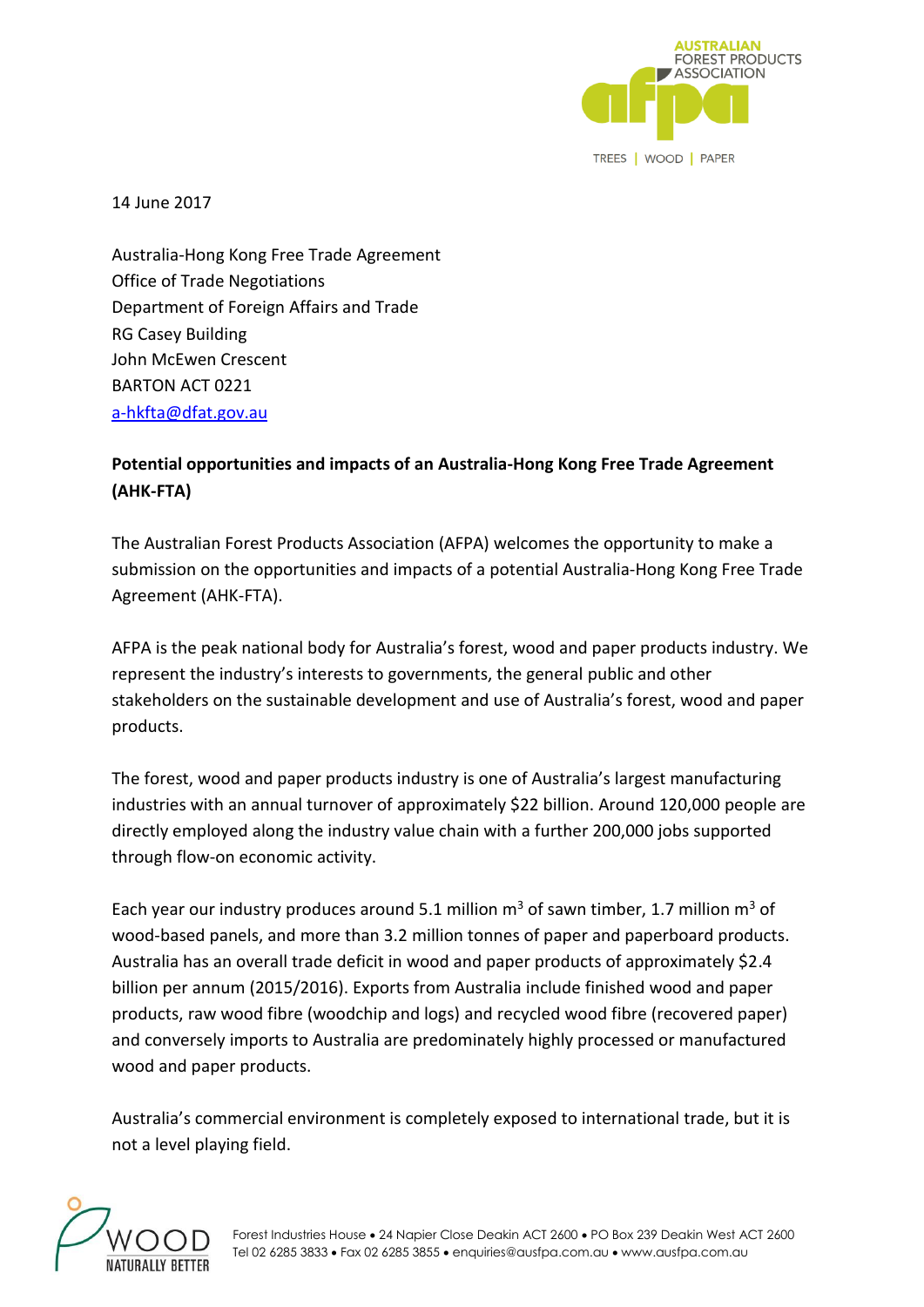14 June 2017

Australia-Hong Kong Free Trade Agreement
Office of Trade Negotiations
Department of Foreign Affairs and Trade
RG Casey Building
John McEwen Crescent
BARTON ACT 0221
a-hkfta@dfat.gov.au

**Potential opportunities and impacts of an Australia-Hong Kong Free Trade Agreement (AHK-FTA)**

The Australian Forest Products Association (AFPA) welcomes the opportunity to make a submission on the opportunities and impacts of a potential Australia-Hong Kong Free Trade Agreement (AHK-FTA).

AFPA is the peak national body for Australia's forest, wood and paper products industry. We represent the industry's interests to governments, the general public and other stakeholders on the sustainable development and use of Australia's forest, wood and paper products.

The forest, wood and paper products industry is one of Australia's largest manufacturing industries with an annual turnover of approximately $22 billion. Around 120,000 people are directly employed along the industry value chain with a further 200,000 jobs supported through flow-on economic activity.

Each year our industry produces around 5.1 million $m^3$ of sawn timber, 1.7 million $m^3$ of wood-based panels, and more than 3.2 million tonnes of paper and paperboard products. Australia has an overall trade deficit in wood and paper products of approximately $2.4 billion per annum (2015/2016). Exports from Australia include finished wood and paper products, raw wood fibre (woodchip and logs) and recycled wood fibre (recovered paper) and conversely imports to Australia are predominately highly processed or manufactured wood and paper products.

Australia's commercial environment is completely exposed to international trade, but it is not a level playing field.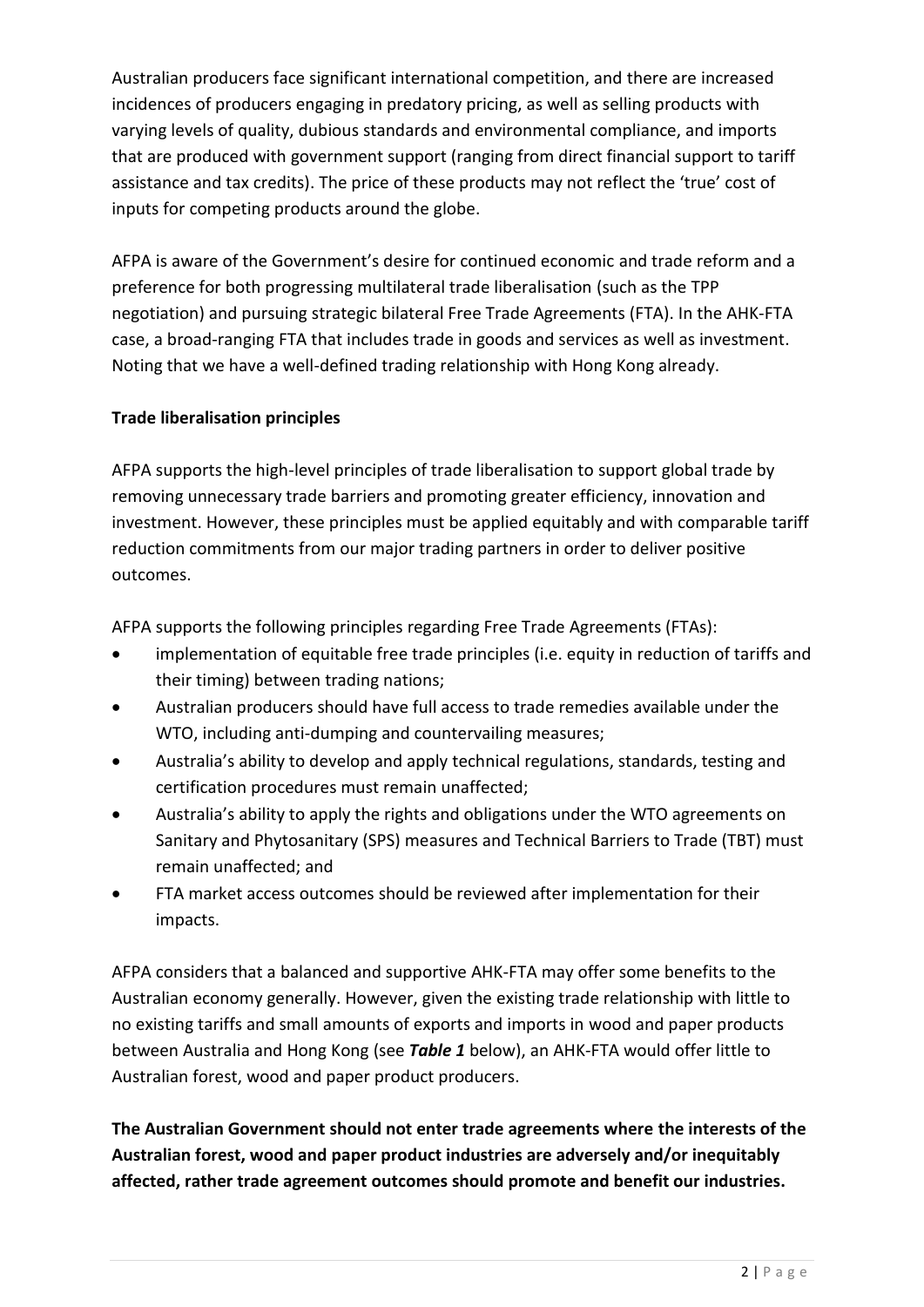Australian producers face significant international competition, and there are increased incidences of producers engaging in predatory pricing, as well as selling products with varying levels of quality, dubious standards and environmental compliance, and imports that are produced with government support (ranging from direct financial support to tariff assistance and tax credits). The price of these products may not reflect the 'true' cost of inputs for competing products around the globe.

AFPA is aware of the Government's desire for continued economic and trade reform and a preference for both progressing multilateral trade liberalisation (such as the TPP negotiation) and pursuing strategic bilateral Free Trade Agreements (FTA). In the AHK-FTA case, a broad-ranging FTA that includes trade in goods and services as well as investment. Noting that we have a well-defined trading relationship with Hong Kong already.

**Trade liberalisation principles**

AFPA supports the high-level principles of trade liberalisation to support global trade by removing unnecessary trade barriers and promoting greater efficiency, innovation and investment. However, these principles must be applied equitably and with comparable tariff reduction commitments from our major trading partners in order to deliver positive outcomes.

AFPA supports the following principles regarding Free Trade Agreements (FTAs):

- implementation of equitable free trade principles (i.e. equity in reduction of tariffs and their timing) between trading nations;
- Australian producers should have full access to trade remedies available under the WTO, including anti-dumping and countervailing measures;
- Australia's ability to develop and apply technical regulations, standards, testing and certification procedures must remain unaffected;
- Australia's ability to apply the rights and obligations under the WTO agreements on Sanitary and Phytosanitary (SPS) measures and Technical Barriers to Trade (TBT) must remain unaffected; and
- FTA market access outcomes should be reviewed after implementation for their impacts.

AFPA considers that a balanced and supportive AHK-FTA may offer some benefits to the Australian economy generally. However, given the existing trade relationship with little to no existing tariffs and small amounts of exports and imports in wood and paper products between Australia and Hong Kong (see ***Table 1*** below), an AHK-FTA would offer little to Australian forest, wood and paper product producers.

**The Australian Government should not enter trade agreements where the interests of the Australian forest, wood and paper product industries are adversely and/or inequitably affected, rather trade agreement outcomes should promote and benefit our industries.**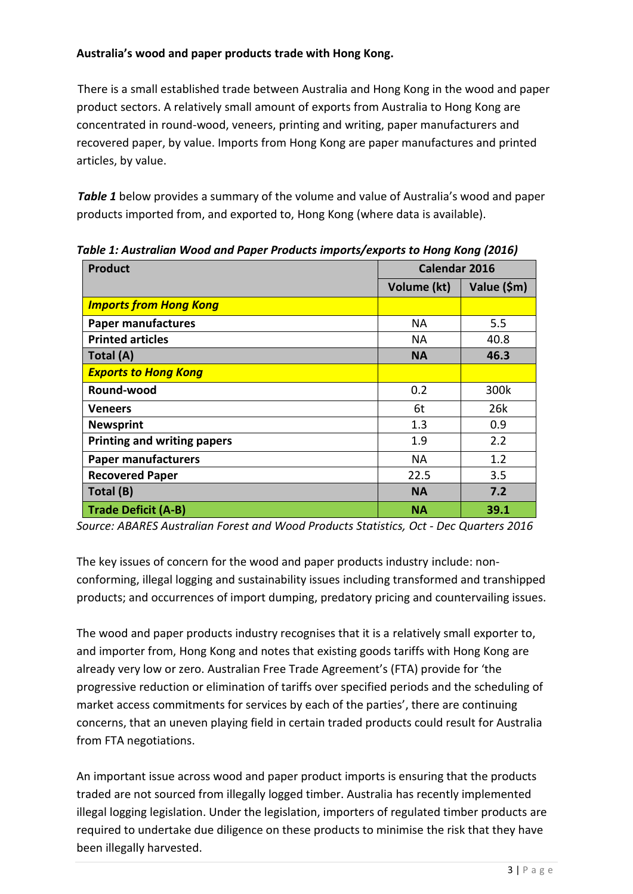**Australia's wood and paper products trade with Hong Kong.**

There is a small established trade between Australia and Hong Kong in the wood and paper product sectors. A relatively small amount of exports from Australia to Hong Kong are concentrated in round-wood, veneers, printing and writing, paper manufacturers and recovered paper, by value. Imports from Hong Kong are paper manufactures and printed articles, by value.

***Table 1*** below provides a summary of the volume and value of Australia's wood and paper products imported from, and exported to, Hong Kong (where data is available).

***Table 1: Australian Wood and Paper Products imports/exports to Hong Kong (2016)***

| Product | Calendar 2016 | |
|---|---|---|
| | Volume (kt) | Value ($m) |
| ***Imports from Hong Kong*** | | |
| **Paper manufactures** | NA | 5.5 |
| **Printed articles** | NA | 40.8 |
| **Total (A)** | **NA** | **46.3** |
| ***Exports to Hong Kong*** | | |
| **Round-wood** | 0.2 | 300k |
| **Veneers** | 6t | 26k |
| **Newsprint** | 1.3 | 0.9 |
| **Printing and writing papers** | 1.9 | 2.2 |
| **Paper manufacturers** | NA | 1.2 |
| **Recovered Paper** | 22.5 | 3.5 |
| **Total (B)** | **NA** | **7.2** |
| **Trade Deficit (A-B)** | **NA** | **39.1** |

*Source: ABARES Australian Forest and Wood Products Statistics, Oct - Dec Quarters 2016*

The key issues of concern for the wood and paper products industry include: non-conforming, illegal logging and sustainability issues including transformed and transhipped products; and occurrences of import dumping, predatory pricing and countervailing issues.

The wood and paper products industry recognises that it is a relatively small exporter to, and importer from, Hong Kong and notes that existing goods tariffs with Hong Kong are already very low or zero. Australian Free Trade Agreement's (FTA) provide for 'the progressive reduction or elimination of tariffs over specified periods and the scheduling of market access commitments for services by each of the parties', there are continuing concerns, that an uneven playing field in certain traded products could result for Australia from FTA negotiations.

An important issue across wood and paper product imports is ensuring that the products traded are not sourced from illegally logged timber. Australia has recently implemented illegal logging legislation. Under the legislation, importers of regulated timber products are required to undertake due diligence on these products to minimise the risk that they have been illegally harvested.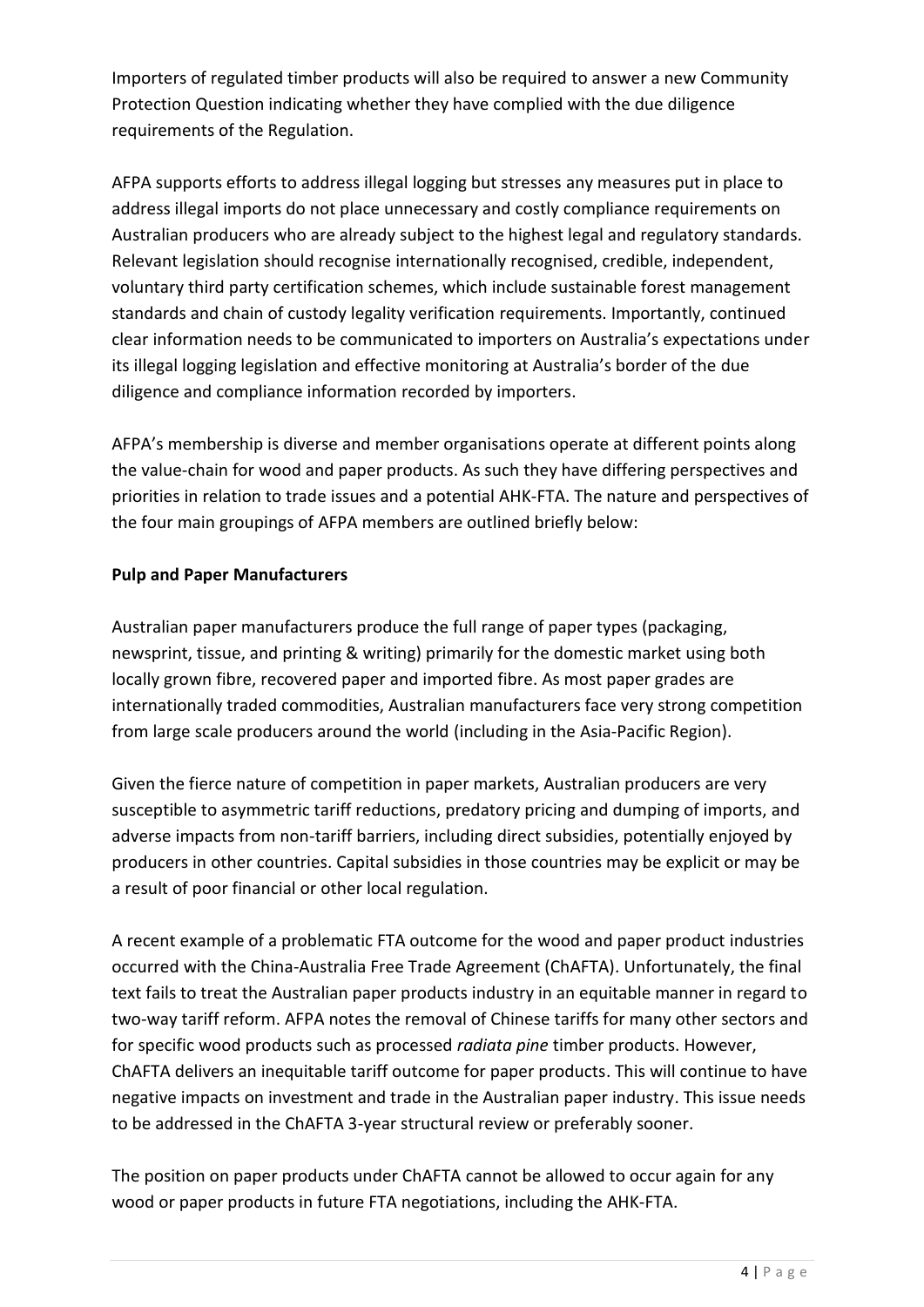Importers of regulated timber products will also be required to answer a new Community Protection Question indicating whether they have complied with the due diligence requirements of the Regulation.

AFPA supports efforts to address illegal logging but stresses any measures put in place to address illegal imports do not place unnecessary and costly compliance requirements on Australian producers who are already subject to the highest legal and regulatory standards. Relevant legislation should recognise internationally recognised, credible, independent, voluntary third party certification schemes, which include sustainable forest management standards and chain of custody legality verification requirements. Importantly, continued clear information needs to be communicated to importers on Australia's expectations under its illegal logging legislation and effective monitoring at Australia's border of the due diligence and compliance information recorded by importers.

AFPA's membership is diverse and member organisations operate at different points along the value-chain for wood and paper products. As such they have differing perspectives and priorities in relation to trade issues and a potential AHK-FTA. The nature and perspectives of the four main groupings of AFPA members are outlined briefly below:

**Pulp and Paper Manufacturers**

Australian paper manufacturers produce the full range of paper types (packaging, newsprint, tissue, and printing & writing) primarily for the domestic market using both locally grown fibre, recovered paper and imported fibre. As most paper grades are internationally traded commodities, Australian manufacturers face very strong competition from large scale producers around the world (including in the Asia-Pacific Region).

Given the fierce nature of competition in paper markets, Australian producers are very susceptible to asymmetric tariff reductions, predatory pricing and dumping of imports, and adverse impacts from non-tariff barriers, including direct subsidies, potentially enjoyed by producers in other countries. Capital subsidies in those countries may be explicit or may be a result of poor financial or other local regulation.

A recent example of a problematic FTA outcome for the wood and paper product industries occurred with the China-Australia Free Trade Agreement (ChAFTA). Unfortunately, the final text fails to treat the Australian paper products industry in an equitable manner in regard to two-way tariff reform. AFPA notes the removal of Chinese tariffs for many other sectors and for specific wood products such as processed *radiata pine* timber products. However, ChAFTA delivers an inequitable tariff outcome for paper products. This will continue to have negative impacts on investment and trade in the Australian paper industry. This issue needs to be addressed in the ChAFTA 3-year structural review or preferably sooner.

The position on paper products under ChAFTA cannot be allowed to occur again for any wood or paper products in future FTA negotiations, including the AHK-FTA.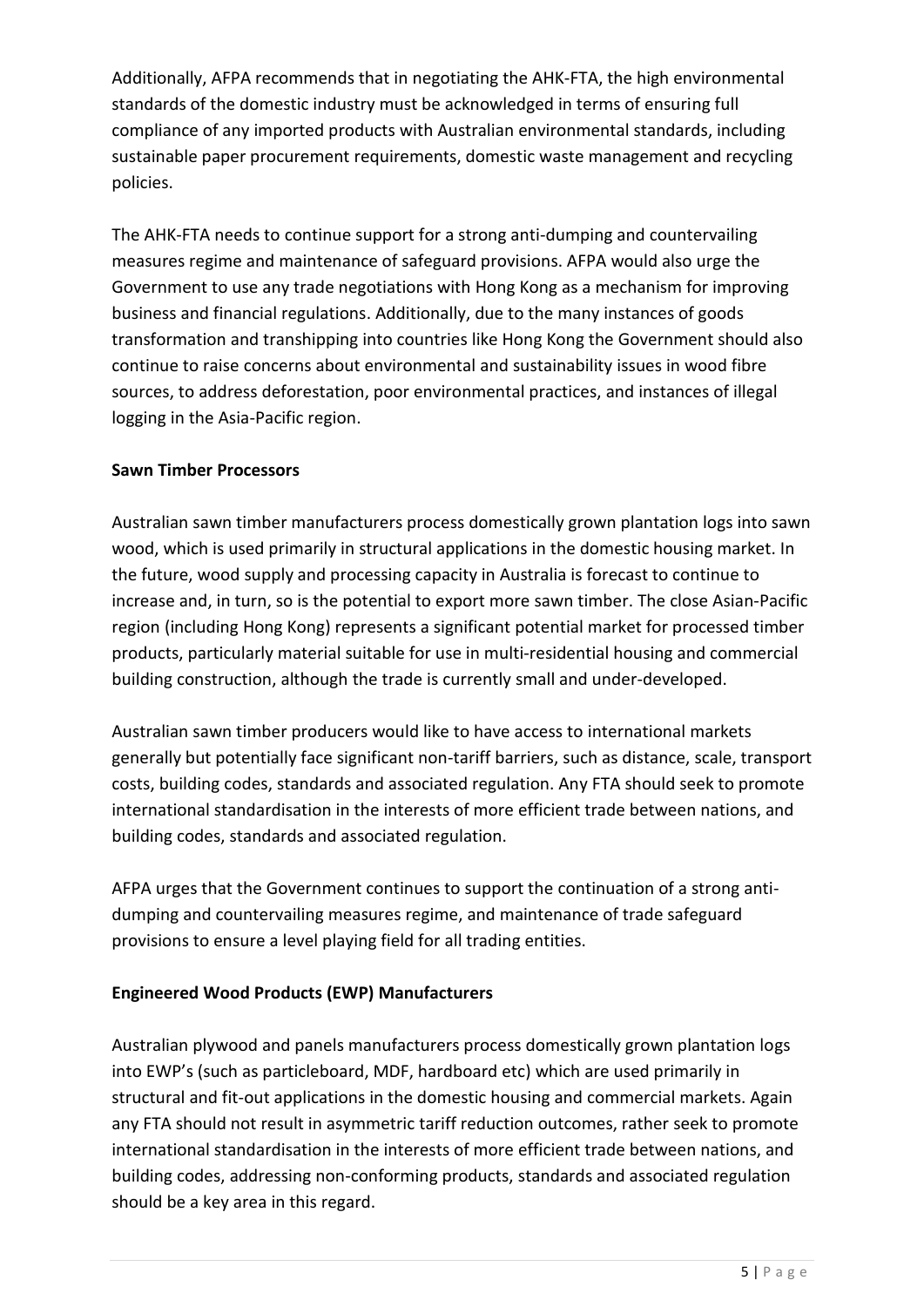Additionally, AFPA recommends that in negotiating the AHK-FTA, the high environmental standards of the domestic industry must be acknowledged in terms of ensuring full compliance of any imported products with Australian environmental standards, including sustainable paper procurement requirements, domestic waste management and recycling policies.

The AHK-FTA needs to continue support for a strong anti-dumping and countervailing measures regime and maintenance of safeguard provisions. AFPA would also urge the Government to use any trade negotiations with Hong Kong as a mechanism for improving business and financial regulations. Additionally, due to the many instances of goods transformation and transhipping into countries like Hong Kong the Government should also continue to raise concerns about environmental and sustainability issues in wood fibre sources, to address deforestation, poor environmental practices, and instances of illegal logging in the Asia-Pacific region.

**Sawn Timber Processors**

Australian sawn timber manufacturers process domestically grown plantation logs into sawn wood, which is used primarily in structural applications in the domestic housing market. In the future, wood supply and processing capacity in Australia is forecast to continue to increase and, in turn, so is the potential to export more sawn timber. The close Asian-Pacific region (including Hong Kong) represents a significant potential market for processed timber products, particularly material suitable for use in multi-residential housing and commercial building construction, although the trade is currently small and under-developed.

Australian sawn timber producers would like to have access to international markets generally but potentially face significant non-tariff barriers, such as distance, scale, transport costs, building codes, standards and associated regulation. Any FTA should seek to promote international standardisation in the interests of more efficient trade between nations, and building codes, standards and associated regulation.

AFPA urges that the Government continues to support the continuation of a strong anti-dumping and countervailing measures regime, and maintenance of trade safeguard provisions to ensure a level playing field for all trading entities.

**Engineered Wood Products (EWP) Manufacturers**

Australian plywood and panels manufacturers process domestically grown plantation logs into EWP's (such as particleboard, MDF, hardboard etc) which are used primarily in structural and fit-out applications in the domestic housing and commercial markets. Again any FTA should not result in asymmetric tariff reduction outcomes, rather seek to promote international standardisation in the interests of more efficient trade between nations, and building codes, addressing non-conforming products, standards and associated regulation should be a key area in this regard.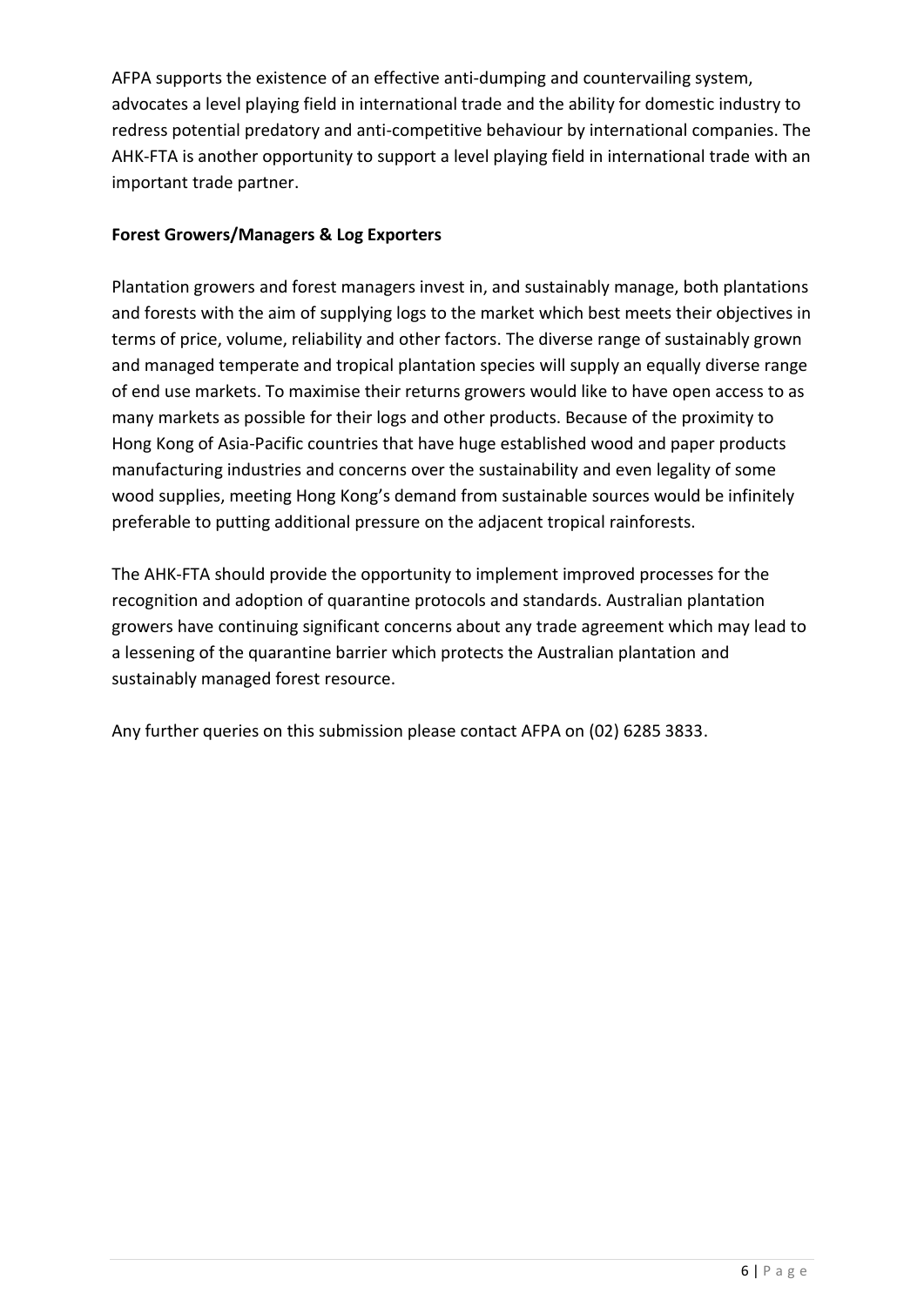AFPA supports the existence of an effective anti-dumping and countervailing system, advocates a level playing field in international trade and the ability for domestic industry to redress potential predatory and anti-competitive behaviour by international companies. The AHK-FTA is another opportunity to support a level playing field in international trade with an important trade partner.

**Forest Growers/Managers & Log Exporters**

Plantation growers and forest managers invest in, and sustainably manage, both plantations and forests with the aim of supplying logs to the market which best meets their objectives in terms of price, volume, reliability and other factors. The diverse range of sustainably grown and managed temperate and tropical plantation species will supply an equally diverse range of end use markets. To maximise their returns growers would like to have open access to as many markets as possible for their logs and other products. Because of the proximity to Hong Kong of Asia-Pacific countries that have huge established wood and paper products manufacturing industries and concerns over the sustainability and even legality of some wood supplies, meeting Hong Kong's demand from sustainable sources would be infinitely preferable to putting additional pressure on the adjacent tropical rainforests.

The AHK-FTA should provide the opportunity to implement improved processes for the recognition and adoption of quarantine protocols and standards. Australian plantation growers have continuing significant concerns about any trade agreement which may lead to a lessening of the quarantine barrier which protects the Australian plantation and sustainably managed forest resource.

Any further queries on this submission please contact AFPA on (02) 6285 3833.